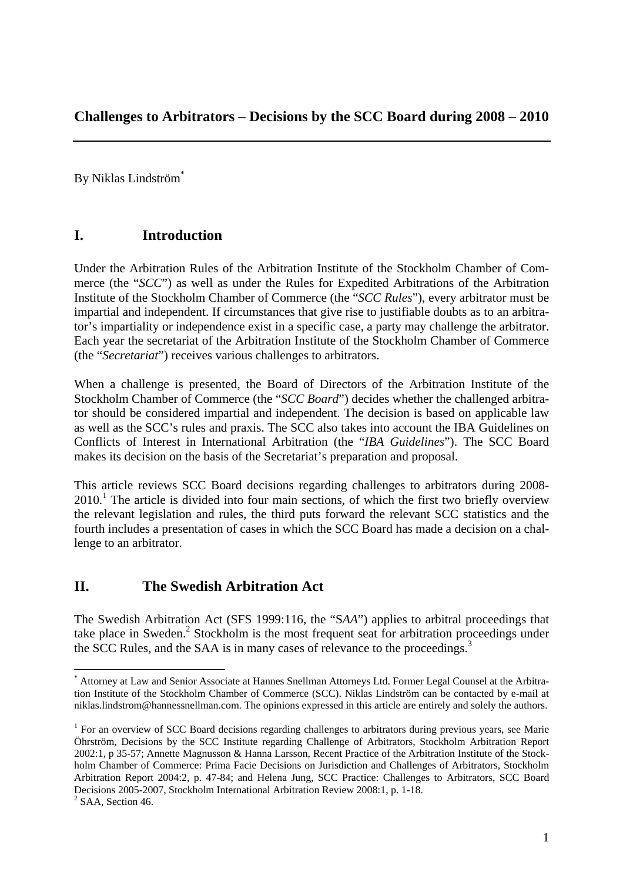# Challenges to Arbitrators – Decisions by the SCC Board during 2008 – 2010

By Niklas Lindström[*]

## I. Introduction

Under the Arbitration Rules of the Arbitration Institute of the Stockholm Chamber of Commerce (the "*SCC*") as well as under the Rules for Expedited Arbitrations of the Arbitration Institute of the Stockholm Chamber of Commerce (the "*SCC Rules*"), every arbitrator must be impartial and independent. If circumstances that give rise to justifiable doubts as to an arbitrator's impartiality or independence exist in a specific case, a party may challenge the arbitrator. Each year the secretariat of the Arbitration Institute of the Stockholm Chamber of Commerce (the "*Secretariat*") receives various challenges to arbitrators.

When a challenge is presented, the Board of Directors of the Arbitration Institute of the Stockholm Chamber of Commerce (the "*SCC Board*") decides whether the challenged arbitrator should be considered impartial and independent. The decision is based on applicable law as well as the SCC's rules and praxis. The SCC also takes into account the IBA Guidelines on Conflicts of Interest in International Arbitration (the "*IBA Guidelines*"). The SCC Board makes its decision on the basis of the Secretariat's preparation and proposal.

This article reviews SCC Board decisions regarding challenges to arbitrators during 2008-2010.[1] The article is divided into four main sections, of which the first two briefly overview the relevant legislation and rules, the third puts forward the relevant SCC statistics and the fourth includes a presentation of cases in which the SCC Board has made a decision on a challenge to an arbitrator.

## II. The Swedish Arbitration Act

The Swedish Arbitration Act (SFS 1999:116, the "S*AA*") applies to arbitral proceedings that take place in Sweden.[2] Stockholm is the most frequent seat for arbitration proceedings under the SCC Rules, and the SAA is in many cases of relevance to the proceedings.[3]

---

[*] Attorney at Law and Senior Associate at Hannes Snellman Attorneys Ltd. Former Legal Counsel at the Arbitration Institute of the Stockholm Chamber of Commerce (SCC). Niklas Lindström can be contacted by e-mail at niklas.lindstrom@hannessnellman.com. The opinions expressed in this article are entirely and solely the authors.

[1] For an overview of SCC Board decisions regarding challenges to arbitrators during previous years, see Marie Öhrström, Decisions by the SCC Institute regarding Challenge of Arbitrators, Stockholm Arbitration Report 2002:1, p 35-57; Annette Magnusson & Hanna Larsson, Recent Practice of the Arbitration Institute of the Stockholm Chamber of Commerce: Prima Facie Decisions on Jurisdiction and Challenges of Arbitrators, Stockholm Arbitration Report 2004:2, p. 47-84; and Helena Jung, SCC Practice: Challenges to Arbitrators, SCC Board Decisions 2005-2007, Stockholm International Arbitration Review 2008:1, p. 1-18.

[2] SAA, Section 46.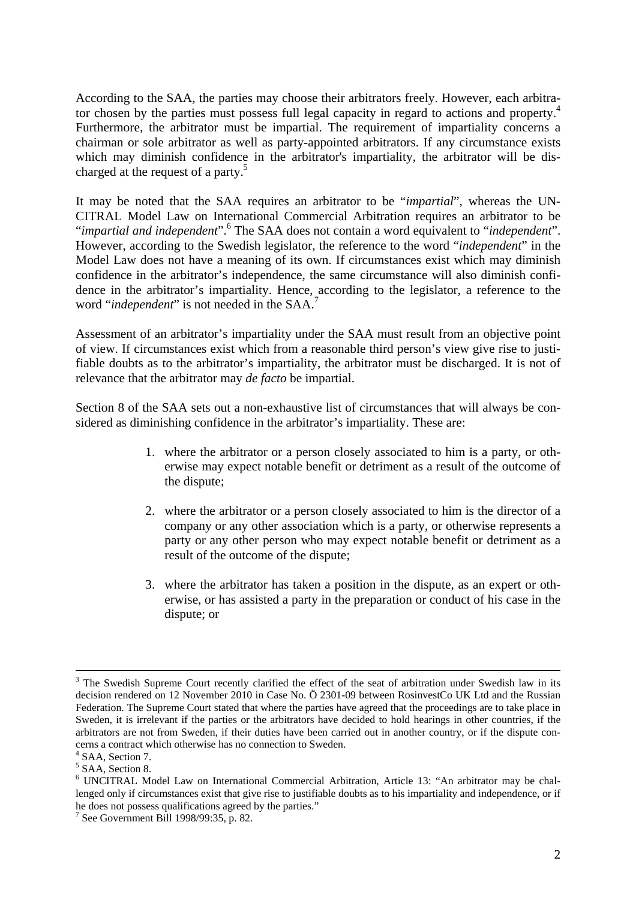According to the SAA, the parties may choose their arbitrators freely. However, each arbitrator chosen by the parties must possess full legal capacity in regard to actions and property.[4] Furthermore, the arbitrator must be impartial. The requirement of impartiality concerns a chairman or sole arbitrator as well as party-appointed arbitrators. If any circumstance exists which may diminish confidence in the arbitrator's impartiality, the arbitrator will be discharged at the request of a party.[5]

It may be noted that the SAA requires an arbitrator to be "*impartial*", whereas the UNCITRAL Model Law on International Commercial Arbitration requires an arbitrator to be "*impartial and independent*".[6] The SAA does not contain a word equivalent to "*independent*". However, according to the Swedish legislator, the reference to the word "*independent*" in the Model Law does not have a meaning of its own. If circumstances exist which may diminish confidence in the arbitrator's independence, the same circumstance will also diminish confidence in the arbitrator's impartiality. Hence, according to the legislator, a reference to the word "*independent*" is not needed in the SAA.[7]

Assessment of an arbitrator's impartiality under the SAA must result from an objective point of view. If circumstances exist which from a reasonable third person's view give rise to justifiable doubts as to the arbitrator's impartiality, the arbitrator must be discharged. It is not of relevance that the arbitrator may *de facto* be impartial.

Section 8 of the SAA sets out a non-exhaustive list of circumstances that will always be considered as diminishing confidence in the arbitrator's impartiality. These are:

1. where the arbitrator or a person closely associated to him is a party, or otherwise may expect notable benefit or detriment as a result of the outcome of the dispute;

2. where the arbitrator or a person closely associated to him is the director of a company or any other association which is a party, or otherwise represents a party or any other person who may expect notable benefit or detriment as a result of the outcome of the dispute;

3. where the arbitrator has taken a position in the dispute, as an expert or otherwise, or has assisted a party in the preparation or conduct of his case in the dispute; or

---

[3] The Swedish Supreme Court recently clarified the effect of the seat of arbitration under Swedish law in its decision rendered on 12 November 2010 in Case No. Ö 2301-09 between RosinvestCo UK Ltd and the Russian Federation. The Supreme Court stated that where the parties have agreed that the proceedings are to take place in Sweden, it is irrelevant if the parties or the arbitrators have decided to hold hearings in other countries, if the arbitrators are not from Sweden, if their duties have been carried out in another country, or if the dispute concerns a contract which otherwise has no connection to Sweden.

[4] SAA, Section 7.

[5] SAA, Section 8.

[6] UNCITRAL Model Law on International Commercial Arbitration, Article 13: "An arbitrator may be challenged only if circumstances exist that give rise to justifiable doubts as to his impartiality and independence, or if he does not possess qualifications agreed by the parties."

[7] See Government Bill 1998/99:35, p. 82.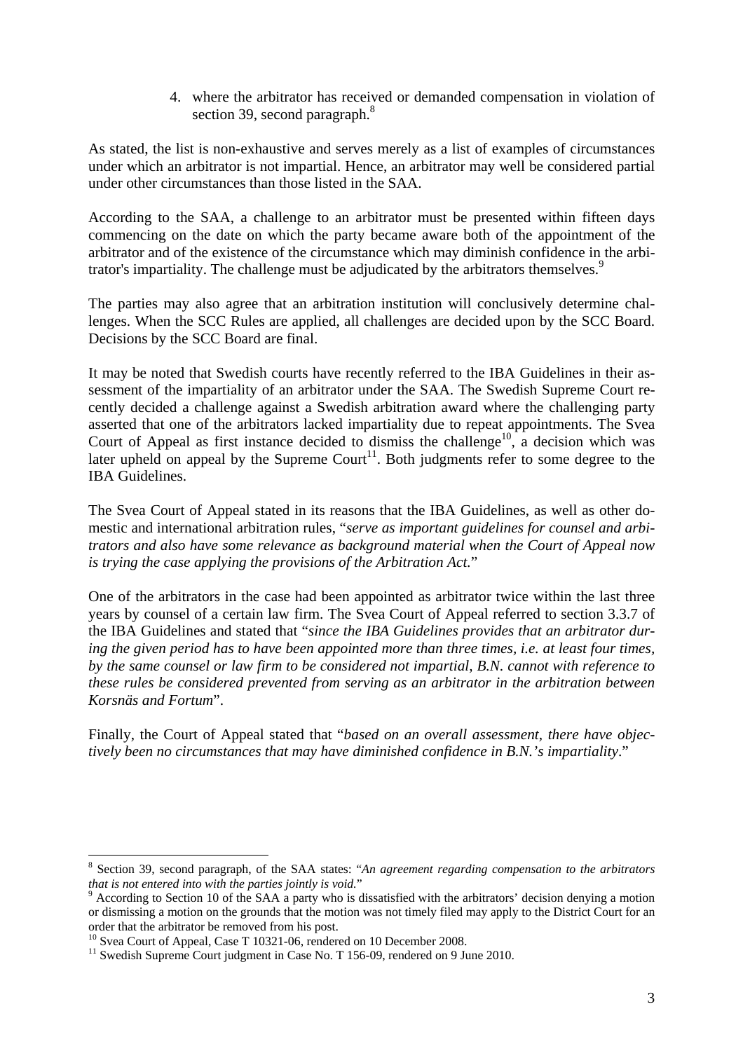4. where the arbitrator has received or demanded compensation in violation of section 39, second paragraph.[8]

As stated, the list is non-exhaustive and serves merely as a list of examples of circumstances under which an arbitrator is not impartial. Hence, an arbitrator may well be considered partial under other circumstances than those listed in the SAA.

According to the SAA, a challenge to an arbitrator must be presented within fifteen days commencing on the date on which the party became aware both of the appointment of the arbitrator and of the existence of the circumstance which may diminish confidence in the arbitrator's impartiality. The challenge must be adjudicated by the arbitrators themselves.[9]

The parties may also agree that an arbitration institution will conclusively determine challenges. When the SCC Rules are applied, all challenges are decided upon by the SCC Board. Decisions by the SCC Board are final.

It may be noted that Swedish courts have recently referred to the IBA Guidelines in their assessment of the impartiality of an arbitrator under the SAA. The Swedish Supreme Court recently decided a challenge against a Swedish arbitration award where the challenging party asserted that one of the arbitrators lacked impartiality due to repeat appointments. The Svea Court of Appeal as first instance decided to dismiss the challenge[10], a decision which was later upheld on appeal by the Supreme Court[11]. Both judgments refer to some degree to the IBA Guidelines.

The Svea Court of Appeal stated in its reasons that the IBA Guidelines, as well as other domestic and international arbitration rules, "*serve as important guidelines for counsel and arbitrators and also have some relevance as background material when the Court of Appeal now is trying the case applying the provisions of the Arbitration Act.*"

One of the arbitrators in the case had been appointed as arbitrator twice within the last three years by counsel of a certain law firm. The Svea Court of Appeal referred to section 3.3.7 of the IBA Guidelines and stated that "*since the IBA Guidelines provides that an arbitrator during the given period has to have been appointed more than three times, i.e. at least four times, by the same counsel or law firm to be considered not impartial, B.N. cannot with reference to these rules be considered prevented from serving as an arbitrator in the arbitration between Korsnäs and Fortum*".

Finally, the Court of Appeal stated that "*based on an overall assessment, there have objectively been no circumstances that may have diminished confidence in B.N.'s impartiality*."

---

[8] Section 39, second paragraph, of the SAA states: "*An agreement regarding compensation to the arbitrators that is not entered into with the parties jointly is void.*"

[9] According to Section 10 of the SAA a party who is dissatisfied with the arbitrators' decision denying a motion or dismissing a motion on the grounds that the motion was not timely filed may apply to the District Court for an order that the arbitrator be removed from his post.

[10] Svea Court of Appeal, Case T 10321-06, rendered on 10 December 2008.

[11] Swedish Supreme Court judgment in Case No. T 156-09, rendered on 9 June 2010.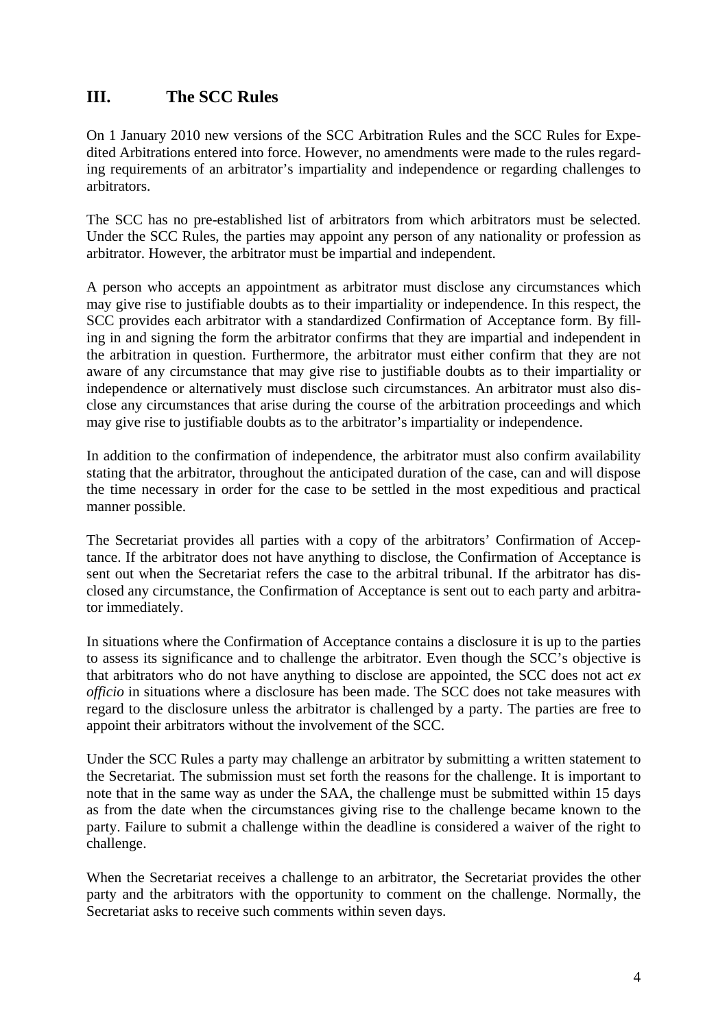## III. The SCC Rules

On 1 January 2010 new versions of the SCC Arbitration Rules and the SCC Rules for Expedited Arbitrations entered into force. However, no amendments were made to the rules regarding requirements of an arbitrator's impartiality and independence or regarding challenges to arbitrators.

The SCC has no pre-established list of arbitrators from which arbitrators must be selected. Under the SCC Rules, the parties may appoint any person of any nationality or profession as arbitrator. However, the arbitrator must be impartial and independent.

A person who accepts an appointment as arbitrator must disclose any circumstances which may give rise to justifiable doubts as to their impartiality or independence. In this respect, the SCC provides each arbitrator with a standardized Confirmation of Acceptance form. By filling in and signing the form the arbitrator confirms that they are impartial and independent in the arbitration in question. Furthermore, the arbitrator must either confirm that they are not aware of any circumstance that may give rise to justifiable doubts as to their impartiality or independence or alternatively must disclose such circumstances. An arbitrator must also disclose any circumstances that arise during the course of the arbitration proceedings and which may give rise to justifiable doubts as to the arbitrator's impartiality or independence.

In addition to the confirmation of independence, the arbitrator must also confirm availability stating that the arbitrator, throughout the anticipated duration of the case, can and will dispose the time necessary in order for the case to be settled in the most expeditious and practical manner possible.

The Secretariat provides all parties with a copy of the arbitrators' Confirmation of Acceptance. If the arbitrator does not have anything to disclose, the Confirmation of Acceptance is sent out when the Secretariat refers the case to the arbitral tribunal. If the arbitrator has disclosed any circumstance, the Confirmation of Acceptance is sent out to each party and arbitrator immediately.

In situations where the Confirmation of Acceptance contains a disclosure it is up to the parties to assess its significance and to challenge the arbitrator. Even though the SCC's objective is that arbitrators who do not have anything to disclose are appointed, the SCC does not act *ex officio* in situations where a disclosure has been made. The SCC does not take measures with regard to the disclosure unless the arbitrator is challenged by a party. The parties are free to appoint their arbitrators without the involvement of the SCC.

Under the SCC Rules a party may challenge an arbitrator by submitting a written statement to the Secretariat. The submission must set forth the reasons for the challenge. It is important to note that in the same way as under the SAA, the challenge must be submitted within 15 days as from the date when the circumstances giving rise to the challenge became known to the party. Failure to submit a challenge within the deadline is considered a waiver of the right to challenge.

When the Secretariat receives a challenge to an arbitrator, the Secretariat provides the other party and the arbitrators with the opportunity to comment on the challenge. Normally, the Secretariat asks to receive such comments within seven days.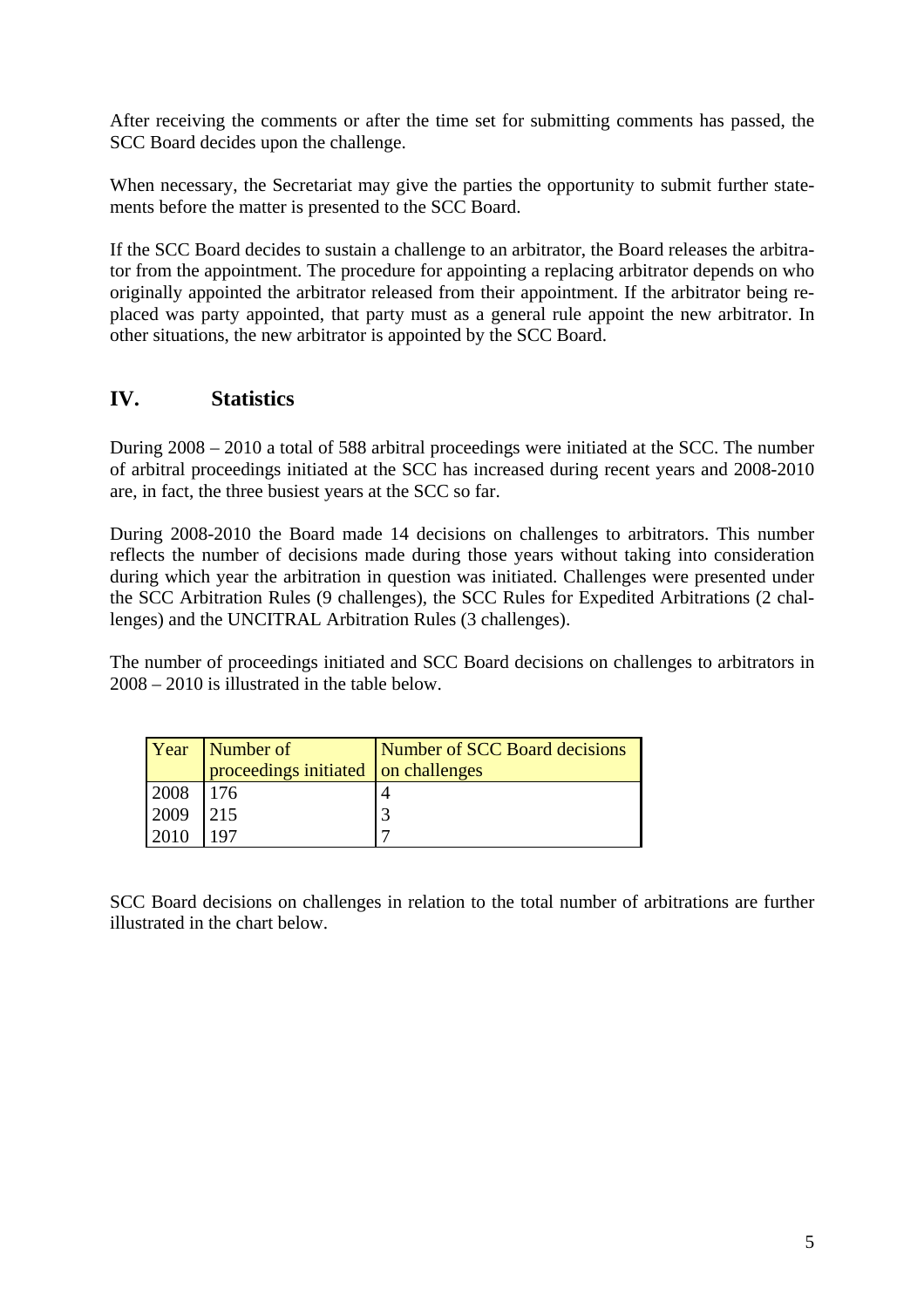After receiving the comments or after the time set for submitting comments has passed, the SCC Board decides upon the challenge.

When necessary, the Secretariat may give the parties the opportunity to submit further statements before the matter is presented to the SCC Board.

If the SCC Board decides to sustain a challenge to an arbitrator, the Board releases the arbitrator from the appointment. The procedure for appointing a replacing arbitrator depends on who originally appointed the arbitrator released from their appointment. If the arbitrator being replaced was party appointed, that party must as a general rule appoint the new arbitrator. In other situations, the new arbitrator is appointed by the SCC Board.

## IV. Statistics

During 2008 – 2010 a total of 588 arbitral proceedings were initiated at the SCC. The number of arbitral proceedings initiated at the SCC has increased during recent years and 2008-2010 are, in fact, the three busiest years at the SCC so far.

During 2008-2010 the Board made 14 decisions on challenges to arbitrators. This number reflects the number of decisions made during those years without taking into consideration during which year the arbitration in question was initiated. Challenges were presented under the SCC Arbitration Rules (9 challenges), the SCC Rules for Expedited Arbitrations (2 challenges) and the UNCITRAL Arbitration Rules (3 challenges).

The number of proceedings initiated and SCC Board decisions on challenges to arbitrators in 2008 – 2010 is illustrated in the table below.

| Year | Number of proceedings initiated | Number of SCC Board decisions on challenges |
|---|---|---|
| 2008 | 176 | 4 |
| 2009 | 215 | 3 |
| 2010 | 197 | 7 |

SCC Board decisions on challenges in relation to the total number of arbitrations are further illustrated in the chart below.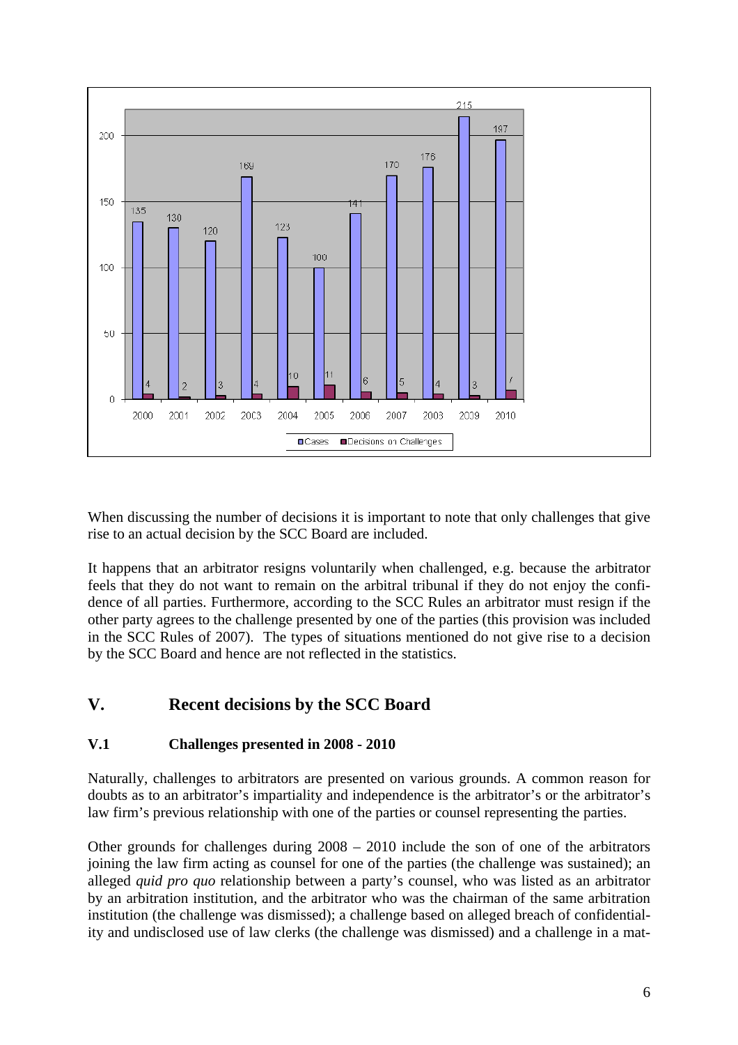| | 2000 | 2001 | 2002 | 2003 | 2004 | 2005 | 2006 | 2007 | 2008 | 2009 | 2010 |
|---|---|---|---|---|---|---|---|---|---|---|---|
| Cases | 135 | 130 | 120 | 169 | 123 | 100 | 141 | 170 | 176 | 215 | 197 |
| Decisions on Challenges | 4 | 2 | 3 | 4 | 10 | 11 | 6 | 5 | 4 | 3 | 7 |

When discussing the number of decisions it is important to note that only challenges that give rise to an actual decision by the SCC Board are included.

It happens that an arbitrator resigns voluntarily when challenged, e.g. because the arbitrator feels that they do not want to remain on the arbitral tribunal if they do not enjoy the confidence of all parties. Furthermore, according to the SCC Rules an arbitrator must resign if the other party agrees to the challenge presented by one of the parties (this provision was included in the SCC Rules of 2007). The types of situations mentioned do not give rise to a decision by the SCC Board and hence are not reflected in the statistics.

## V. Recent decisions by the SCC Board

### V.1 Challenges presented in 2008 - 2010

Naturally, challenges to arbitrators are presented on various grounds. A common reason for doubts as to an arbitrator's impartiality and independence is the arbitrator's or the arbitrator's law firm's previous relationship with one of the parties or counsel representing the parties.

Other grounds for challenges during 2008 – 2010 include the son of one of the arbitrators joining the law firm acting as counsel for one of the parties (the challenge was sustained); an alleged *quid pro quo* relationship between a party's counsel, who was listed as an arbitrator by an arbitration institution, and the arbitrator who was the chairman of the same arbitration institution (the challenge was dismissed); a challenge based on alleged breach of confidentiality and undisclosed use of law clerks (the challenge was dismissed) and a challenge in a mat-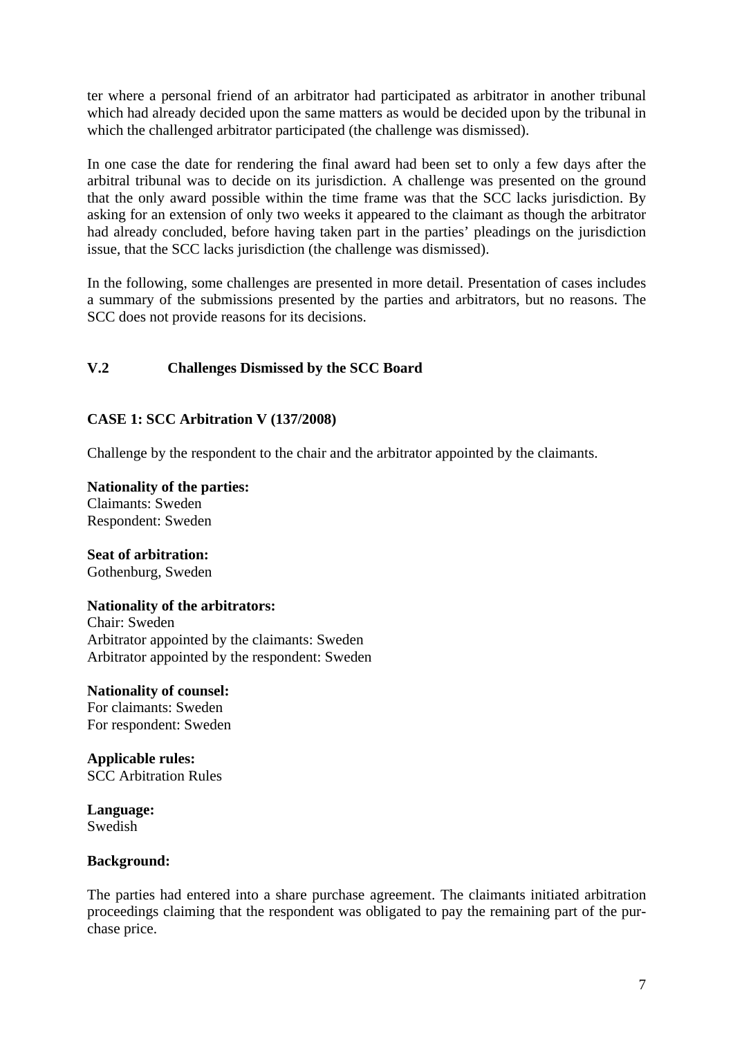ter where a personal friend of an arbitrator had participated as arbitrator in another tribunal which had already decided upon the same matters as would be decided upon by the tribunal in which the challenged arbitrator participated (the challenge was dismissed).

In one case the date for rendering the final award had been set to only a few days after the arbitral tribunal was to decide on its jurisdiction. A challenge was presented on the ground that the only award possible within the time frame was that the SCC lacks jurisdiction. By asking for an extension of only two weeks it appeared to the claimant as though the arbitrator had already concluded, before having taken part in the parties' pleadings on the jurisdiction issue, that the SCC lacks jurisdiction (the challenge was dismissed).

In the following, some challenges are presented in more detail. Presentation of cases includes a summary of the submissions presented by the parties and arbitrators, but no reasons. The SCC does not provide reasons for its decisions.

## V.2 Challenges Dismissed by the SCC Board

### CASE 1: SCC Arbitration V (137/2008)

Challenge by the respondent to the chair and the arbitrator appointed by the claimants.

**Nationality of the parties:**
Claimants: Sweden
Respondent: Sweden

**Seat of arbitration:**
Gothenburg, Sweden

**Nationality of the arbitrators:**
Chair: Sweden
Arbitrator appointed by the claimants: Sweden
Arbitrator appointed by the respondent: Sweden

**Nationality of counsel:**
For claimants: Sweden
For respondent: Sweden

**Applicable rules:**
SCC Arbitration Rules

**Language:**
Swedish

**Background:**

The parties had entered into a share purchase agreement. The claimants initiated arbitration proceedings claiming that the respondent was obligated to pay the remaining part of the purchase price.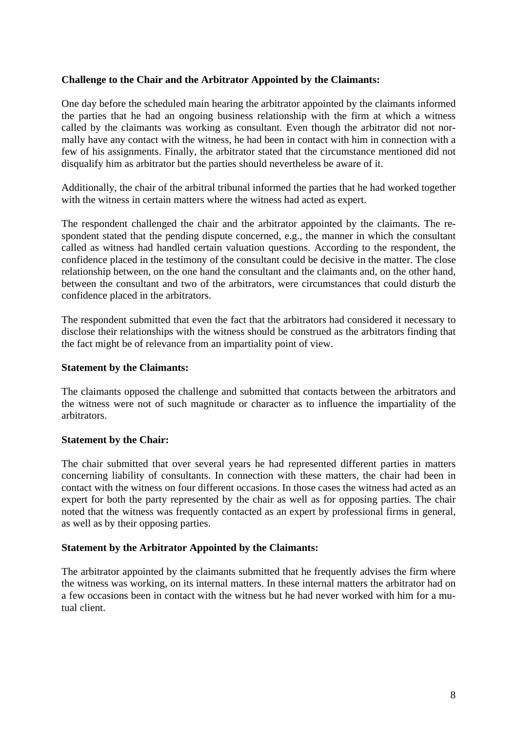**Challenge to the Chair and the Arbitrator Appointed by the Claimants:**

One day before the scheduled main hearing the arbitrator appointed by the claimants informed the parties that he had an ongoing business relationship with the firm at which a witness called by the claimants was working as consultant. Even though the arbitrator did not normally have any contact with the witness, he had been in contact with him in connection with a few of his assignments. Finally, the arbitrator stated that the circumstance mentioned did not disqualify him as arbitrator but the parties should nevertheless be aware of it.

Additionally, the chair of the arbitral tribunal informed the parties that he had worked together with the witness in certain matters where the witness had acted as expert.

The respondent challenged the chair and the arbitrator appointed by the claimants. The respondent stated that the pending dispute concerned, e.g., the manner in which the consultant called as witness had handled certain valuation questions. According to the respondent, the confidence placed in the testimony of the consultant could be decisive in the matter. The close relationship between, on the one hand the consultant and the claimants and, on the other hand, between the consultant and two of the arbitrators, were circumstances that could disturb the confidence placed in the arbitrators.

The respondent submitted that even the fact that the arbitrators had considered it necessary to disclose their relationships with the witness should be construed as the arbitrators finding that the fact might be of relevance from an impartiality point of view.

**Statement by the Claimants:**

The claimants opposed the challenge and submitted that contacts between the arbitrators and the witness were not of such magnitude or character as to influence the impartiality of the arbitrators.

**Statement by the Chair:**

The chair submitted that over several years he had represented different parties in matters concerning liability of consultants. In connection with these matters, the chair had been in contact with the witness on four different occasions. In those cases the witness had acted as an expert for both the party represented by the chair as well as for opposing parties. The chair noted that the witness was frequently contacted as an expert by professional firms in general, as well as by their opposing parties.

**Statement by the Arbitrator Appointed by the Claimants:**

The arbitrator appointed by the claimants submitted that he frequently advises the firm where the witness was working, on its internal matters. In these internal matters the arbitrator had on a few occasions been in contact with the witness but he had never worked with him for a mutual client.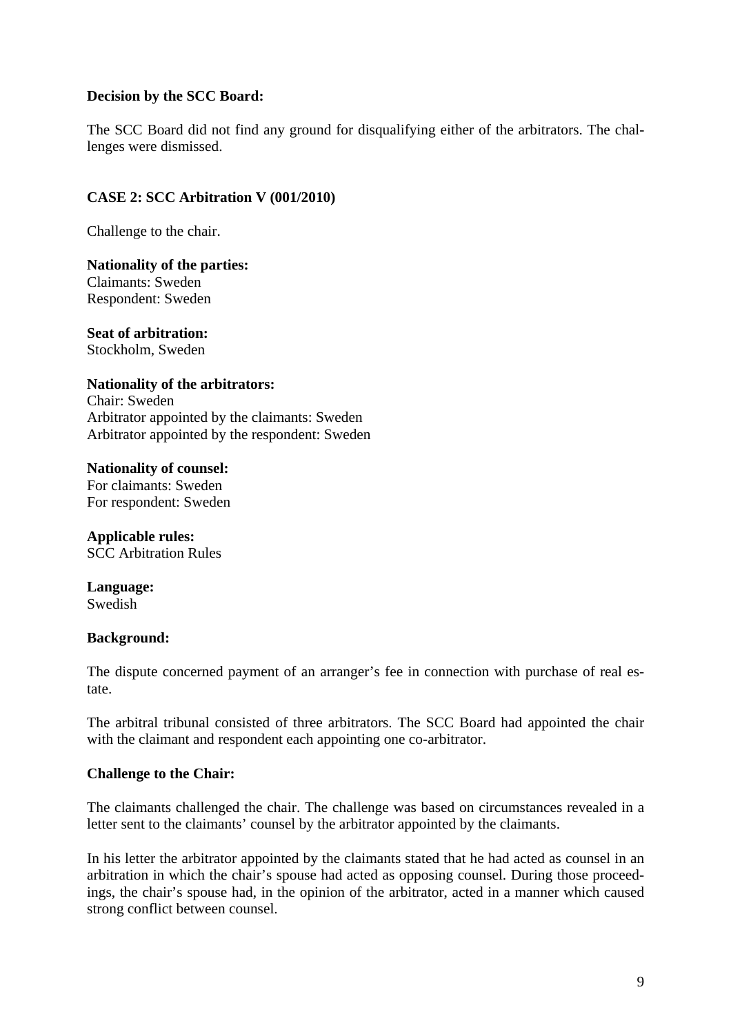**Decision by the SCC Board:**

The SCC Board did not find any ground for disqualifying either of the arbitrators. The challenges were dismissed.

**CASE 2: SCC Arbitration V (001/2010)**

Challenge to the chair.

**Nationality of the parties:**
Claimants: Sweden
Respondent: Sweden

**Seat of arbitration:**
Stockholm, Sweden

**Nationality of the arbitrators:**
Chair: Sweden
Arbitrator appointed by the claimants: Sweden
Arbitrator appointed by the respondent: Sweden

**Nationality of counsel:**
For claimants: Sweden
For respondent: Sweden

**Applicable rules:**
SCC Arbitration Rules

**Language:**
Swedish

**Background:**

The dispute concerned payment of an arranger's fee in connection with purchase of real estate.

The arbitral tribunal consisted of three arbitrators. The SCC Board had appointed the chair with the claimant and respondent each appointing one co-arbitrator.

**Challenge to the Chair:**

The claimants challenged the chair. The challenge was based on circumstances revealed in a letter sent to the claimants' counsel by the arbitrator appointed by the claimants.

In his letter the arbitrator appointed by the claimants stated that he had acted as counsel in an arbitration in which the chair's spouse had acted as opposing counsel. During those proceedings, the chair's spouse had, in the opinion of the arbitrator, acted in a manner which caused strong conflict between counsel.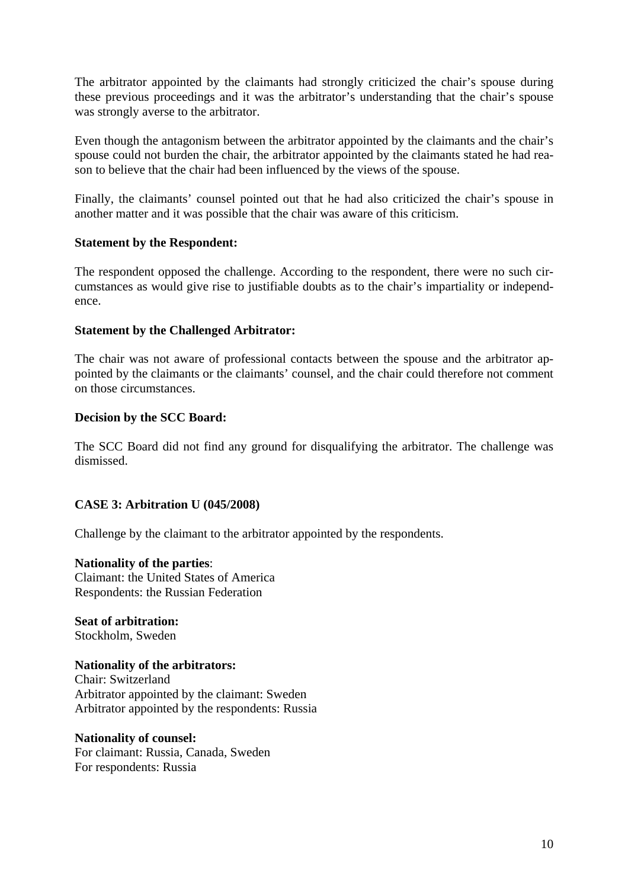The arbitrator appointed by the claimants had strongly criticized the chair's spouse during these previous proceedings and it was the arbitrator's understanding that the chair's spouse was strongly averse to the arbitrator.

Even though the antagonism between the arbitrator appointed by the claimants and the chair's spouse could not burden the chair, the arbitrator appointed by the claimants stated he had reason to believe that the chair had been influenced by the views of the spouse.

Finally, the claimants' counsel pointed out that he had also criticized the chair's spouse in another matter and it was possible that the chair was aware of this criticism.

**Statement by the Respondent:**

The respondent opposed the challenge. According to the respondent, there were no such circumstances as would give rise to justifiable doubts as to the chair's impartiality or independence.

**Statement by the Challenged Arbitrator:**

The chair was not aware of professional contacts between the spouse and the arbitrator appointed by the claimants or the claimants' counsel, and the chair could therefore not comment on those circumstances.

**Decision by the SCC Board:**

The SCC Board did not find any ground for disqualifying the arbitrator. The challenge was dismissed.

### CASE 3: Arbitration U (045/2008)

Challenge by the claimant to the arbitrator appointed by the respondents.

**Nationality of the parties**:
Claimant: the United States of America
Respondents: the Russian Federation

**Seat of arbitration:**
Stockholm, Sweden

**Nationality of the arbitrators:**
Chair: Switzerland
Arbitrator appointed by the claimant: Sweden
Arbitrator appointed by the respondents: Russia

**Nationality of counsel:**
For claimant: Russia, Canada, Sweden
For respondents: Russia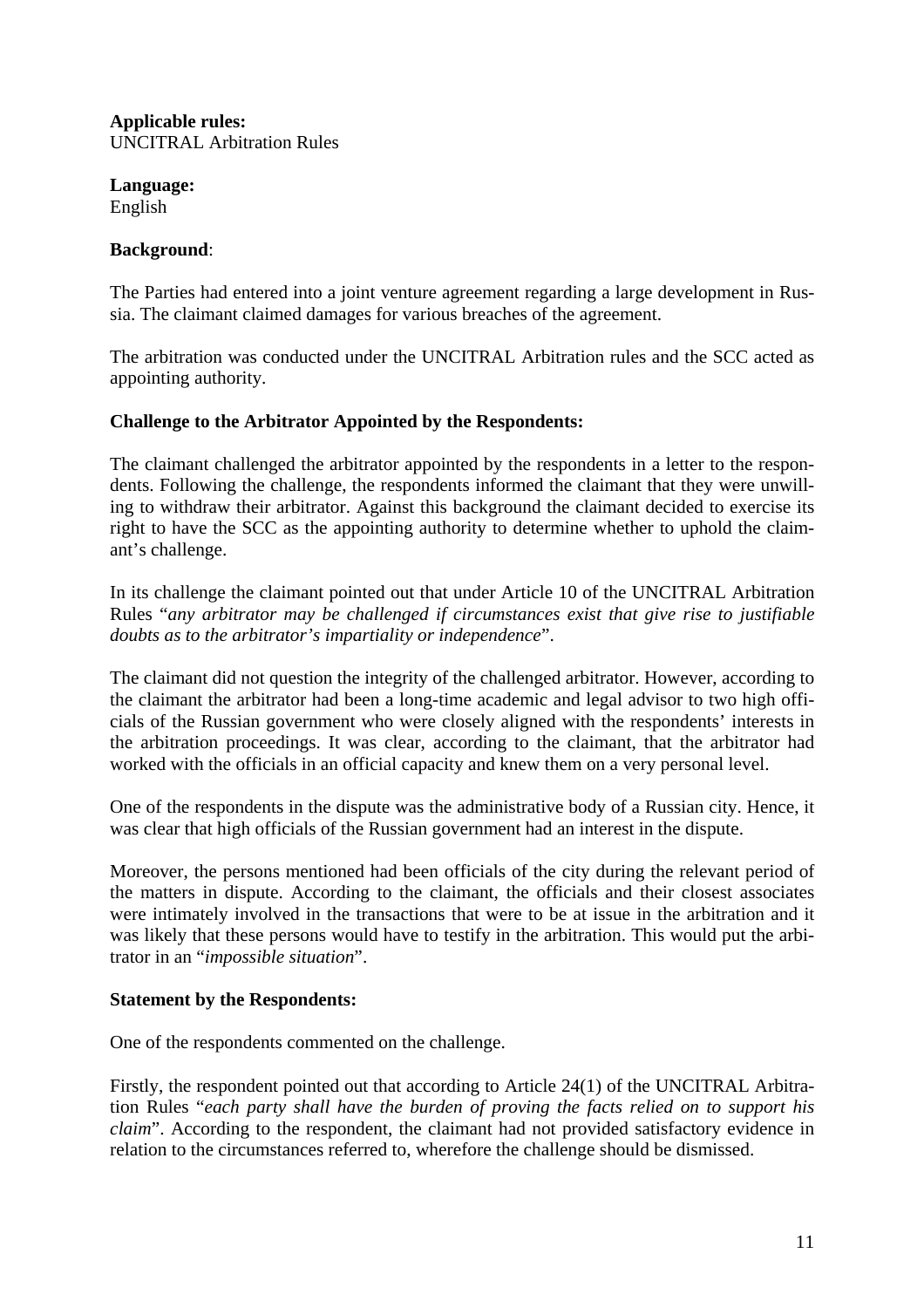**Applicable rules:**
UNCITRAL Arbitration Rules

**Language:**
English

**Background**:

The Parties had entered into a joint venture agreement regarding a large development in Russia. The claimant claimed damages for various breaches of the agreement.

The arbitration was conducted under the UNCITRAL Arbitration rules and the SCC acted as appointing authority.

**Challenge to the Arbitrator Appointed by the Respondents:**

The claimant challenged the arbitrator appointed by the respondents in a letter to the respondents. Following the challenge, the respondents informed the claimant that they were unwilling to withdraw their arbitrator. Against this background the claimant decided to exercise its right to have the SCC as the appointing authority to determine whether to uphold the claimant's challenge.

In its challenge the claimant pointed out that under Article 10 of the UNCITRAL Arbitration Rules "*any arbitrator may be challenged if circumstances exist that give rise to justifiable doubts as to the arbitrator's impartiality or independence*".

The claimant did not question the integrity of the challenged arbitrator. However, according to the claimant the arbitrator had been a long-time academic and legal advisor to two high officials of the Russian government who were closely aligned with the respondents' interests in the arbitration proceedings. It was clear, according to the claimant, that the arbitrator had worked with the officials in an official capacity and knew them on a very personal level.

One of the respondents in the dispute was the administrative body of a Russian city. Hence, it was clear that high officials of the Russian government had an interest in the dispute.

Moreover, the persons mentioned had been officials of the city during the relevant period of the matters in dispute. According to the claimant, the officials and their closest associates were intimately involved in the transactions that were to be at issue in the arbitration and it was likely that these persons would have to testify in the arbitration. This would put the arbitrator in an "*impossible situation*".

**Statement by the Respondents:**

One of the respondents commented on the challenge.

Firstly, the respondent pointed out that according to Article 24(1) of the UNCITRAL Arbitration Rules "*each party shall have the burden of proving the facts relied on to support his claim*". According to the respondent, the claimant had not provided satisfactory evidence in relation to the circumstances referred to, wherefore the challenge should be dismissed.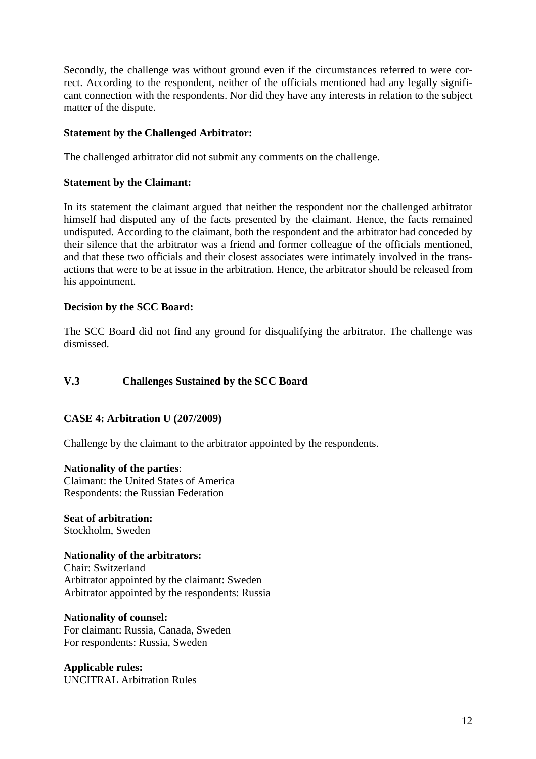Secondly, the challenge was without ground even if the circumstances referred to were correct. According to the respondent, neither of the officials mentioned had any legally significant connection with the respondents. Nor did they have any interests in relation to the subject matter of the dispute.

**Statement by the Challenged Arbitrator:**

The challenged arbitrator did not submit any comments on the challenge.

**Statement by the Claimant:**

In its statement the claimant argued that neither the respondent nor the challenged arbitrator himself had disputed any of the facts presented by the claimant. Hence, the facts remained undisputed. According to the claimant, both the respondent and the arbitrator had conceded by their silence that the arbitrator was a friend and former colleague of the officials mentioned, and that these two officials and their closest associates were intimately involved in the transactions that were to be at issue in the arbitration. Hence, the arbitrator should be released from his appointment.

**Decision by the SCC Board:**

The SCC Board did not find any ground for disqualifying the arbitrator. The challenge was dismissed.

## V.3 Challenges Sustained by the SCC Board

### CASE 4: Arbitration U (207/2009)

Challenge by the claimant to the arbitrator appointed by the respondents.

**Nationality of the parties**:
Claimant: the United States of America
Respondents: the Russian Federation

**Seat of arbitration:**
Stockholm, Sweden

**Nationality of the arbitrators:**
Chair: Switzerland
Arbitrator appointed by the claimant: Sweden
Arbitrator appointed by the respondents: Russia

**Nationality of counsel:**
For claimant: Russia, Canada, Sweden
For respondents: Russia, Sweden

**Applicable rules:**
UNCITRAL Arbitration Rules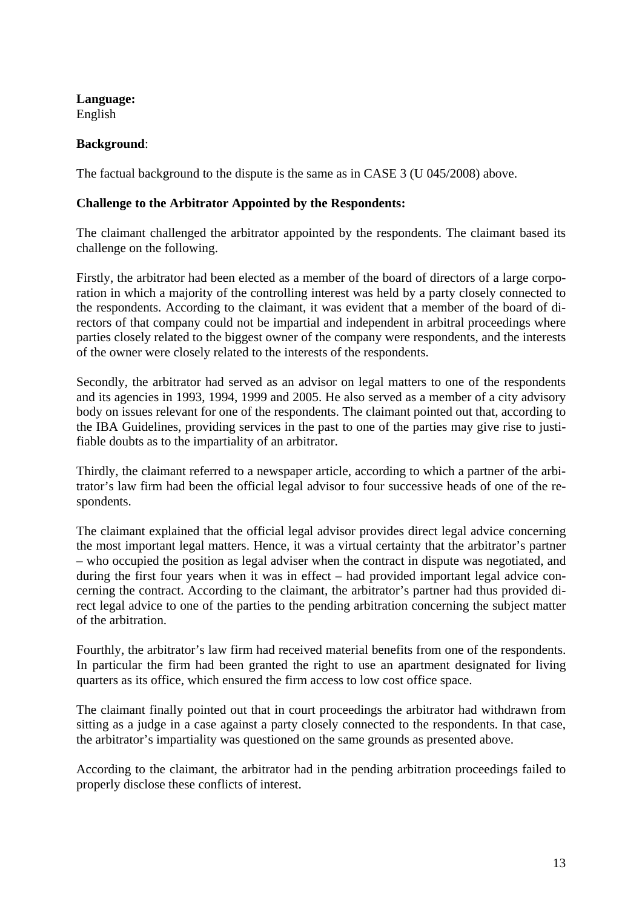**Language:**
English

**Background**:

The factual background to the dispute is the same as in CASE 3 (U 045/2008) above.

**Challenge to the Arbitrator Appointed by the Respondents:**

The claimant challenged the arbitrator appointed by the respondents. The claimant based its challenge on the following.

Firstly, the arbitrator had been elected as a member of the board of directors of a large corporation in which a majority of the controlling interest was held by a party closely connected to the respondents. According to the claimant, it was evident that a member of the board of directors of that company could not be impartial and independent in arbitral proceedings where parties closely related to the biggest owner of the company were respondents, and the interests of the owner were closely related to the interests of the respondents.

Secondly, the arbitrator had served as an advisor on legal matters to one of the respondents and its agencies in 1993, 1994, 1999 and 2005. He also served as a member of a city advisory body on issues relevant for one of the respondents. The claimant pointed out that, according to the IBA Guidelines, providing services in the past to one of the parties may give rise to justifiable doubts as to the impartiality of an arbitrator.

Thirdly, the claimant referred to a newspaper article, according to which a partner of the arbitrator's law firm had been the official legal advisor to four successive heads of one of the respondents.

The claimant explained that the official legal advisor provides direct legal advice concerning the most important legal matters. Hence, it was a virtual certainty that the arbitrator's partner – who occupied the position as legal adviser when the contract in dispute was negotiated, and during the first four years when it was in effect – had provided important legal advice concerning the contract. According to the claimant, the arbitrator's partner had thus provided direct legal advice to one of the parties to the pending arbitration concerning the subject matter of the arbitration.

Fourthly, the arbitrator's law firm had received material benefits from one of the respondents. In particular the firm had been granted the right to use an apartment designated for living quarters as its office, which ensured the firm access to low cost office space.

The claimant finally pointed out that in court proceedings the arbitrator had withdrawn from sitting as a judge in a case against a party closely connected to the respondents. In that case, the arbitrator's impartiality was questioned on the same grounds as presented above.

According to the claimant, the arbitrator had in the pending arbitration proceedings failed to properly disclose these conflicts of interest.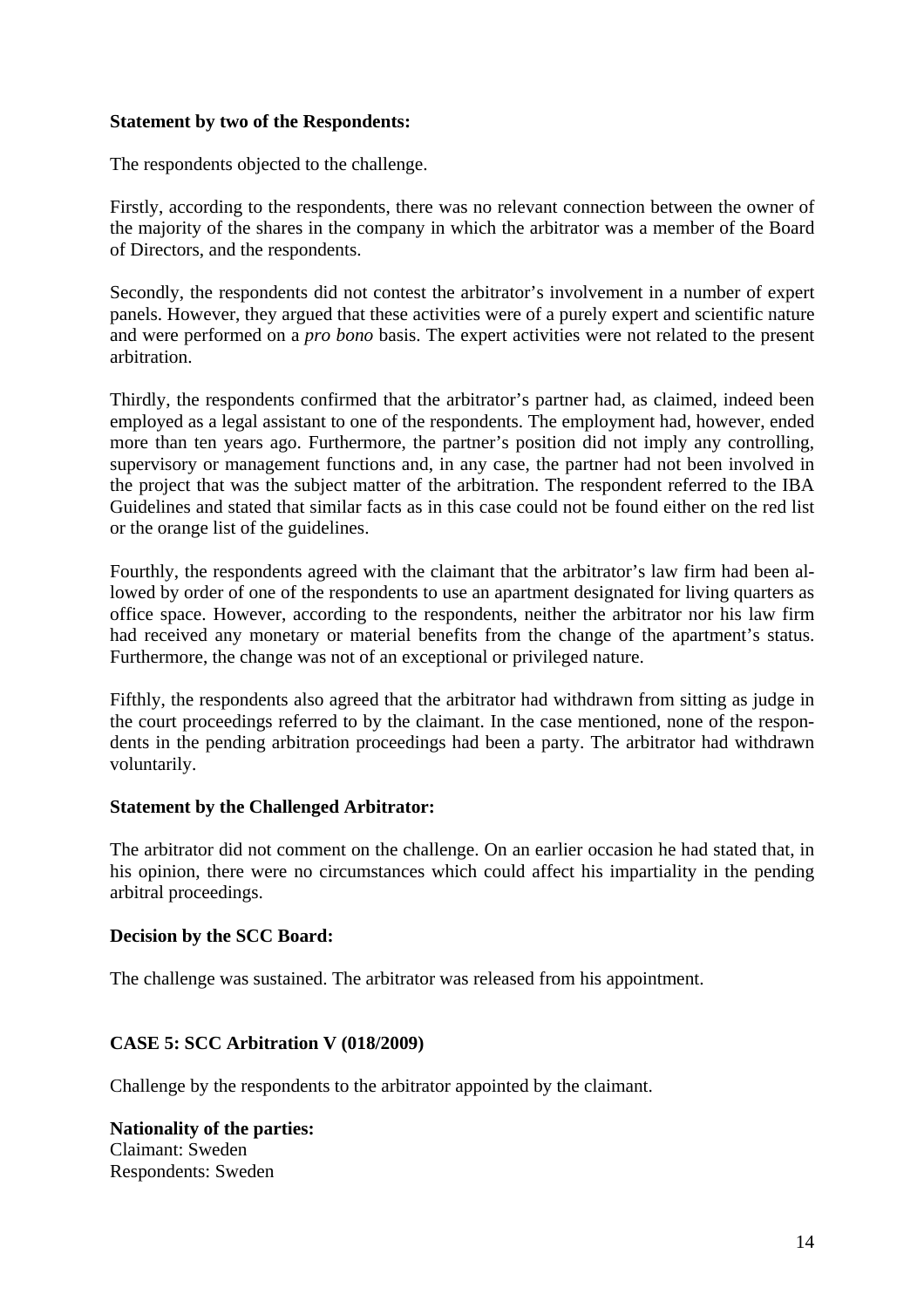**Statement by two of the Respondents:**

The respondents objected to the challenge.

Firstly, according to the respondents, there was no relevant connection between the owner of the majority of the shares in the company in which the arbitrator was a member of the Board of Directors, and the respondents.

Secondly, the respondents did not contest the arbitrator's involvement in a number of expert panels. However, they argued that these activities were of a purely expert and scientific nature and were performed on a *pro bono* basis. The expert activities were not related to the present arbitration.

Thirdly, the respondents confirmed that the arbitrator's partner had, as claimed, indeed been employed as a legal assistant to one of the respondents. The employment had, however, ended more than ten years ago. Furthermore, the partner's position did not imply any controlling, supervisory or management functions and, in any case, the partner had not been involved in the project that was the subject matter of the arbitration. The respondent referred to the IBA Guidelines and stated that similar facts as in this case could not be found either on the red list or the orange list of the guidelines.

Fourthly, the respondents agreed with the claimant that the arbitrator's law firm had been allowed by order of one of the respondents to use an apartment designated for living quarters as office space. However, according to the respondents, neither the arbitrator nor his law firm had received any monetary or material benefits from the change of the apartment's status. Furthermore, the change was not of an exceptional or privileged nature.

Fifthly, the respondents also agreed that the arbitrator had withdrawn from sitting as judge in the court proceedings referred to by the claimant. In the case mentioned, none of the respondents in the pending arbitration proceedings had been a party. The arbitrator had withdrawn voluntarily.

**Statement by the Challenged Arbitrator:**

The arbitrator did not comment on the challenge. On an earlier occasion he had stated that, in his opinion, there were no circumstances which could affect his impartiality in the pending arbitral proceedings.

**Decision by the SCC Board:**

The challenge was sustained. The arbitrator was released from his appointment.

## CASE 5: SCC Arbitration V (018/2009)

Challenge by the respondents to the arbitrator appointed by the claimant.

**Nationality of the parties:**
Claimant: Sweden
Respondents: Sweden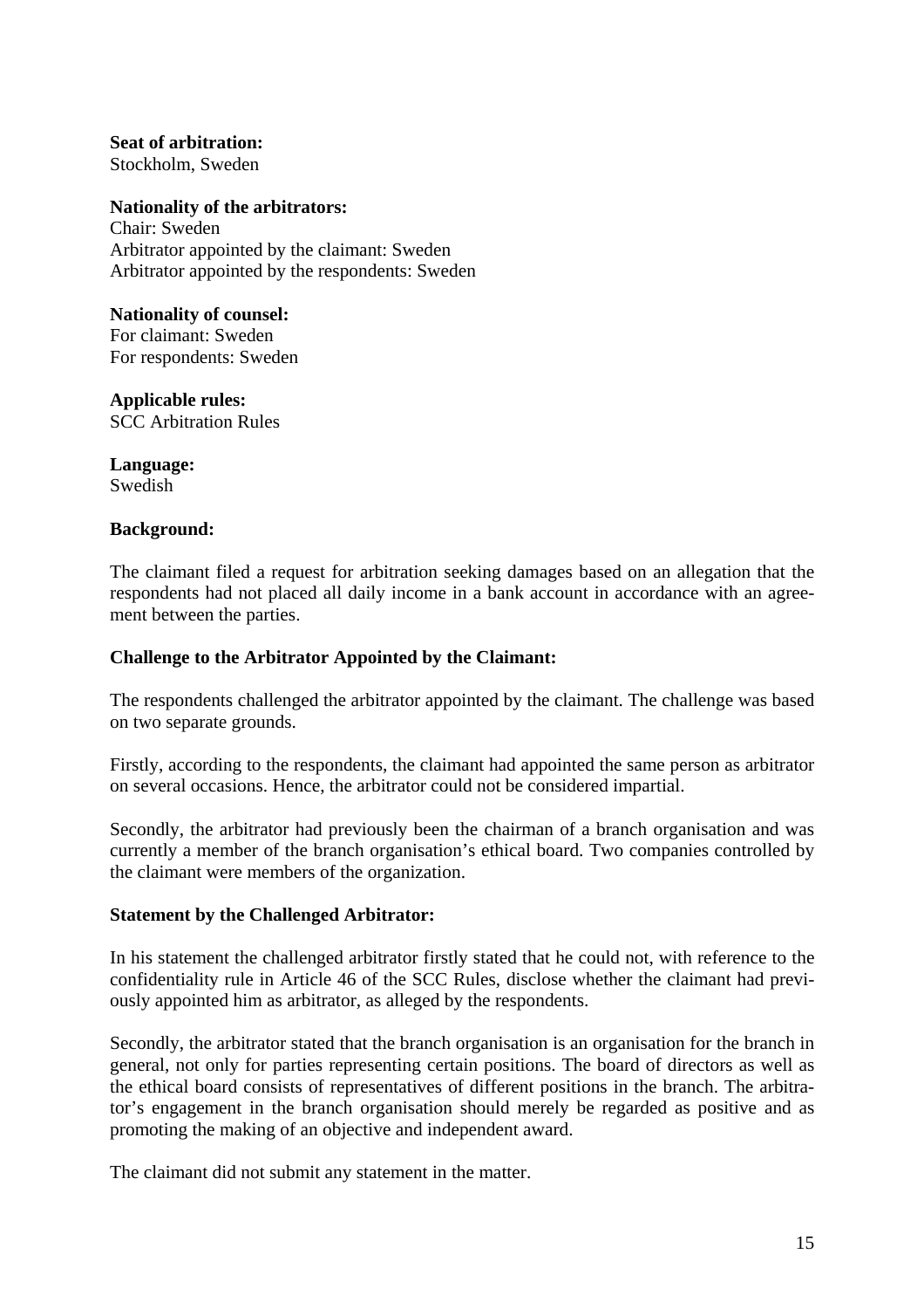**Seat of arbitration:**
Stockholm, Sweden

**Nationality of the arbitrators:**
Chair: Sweden
Arbitrator appointed by the claimant: Sweden
Arbitrator appointed by the respondents: Sweden

**Nationality of counsel:**
For claimant: Sweden
For respondents: Sweden

**Applicable rules:**
SCC Arbitration Rules

**Language:**
Swedish

**Background:**

The claimant filed a request for arbitration seeking damages based on an allegation that the respondents had not placed all daily income in a bank account in accordance with an agreement between the parties.

**Challenge to the Arbitrator Appointed by the Claimant:**

The respondents challenged the arbitrator appointed by the claimant. The challenge was based on two separate grounds.

Firstly, according to the respondents, the claimant had appointed the same person as arbitrator on several occasions. Hence, the arbitrator could not be considered impartial.

Secondly, the arbitrator had previously been the chairman of a branch organisation and was currently a member of the branch organisation's ethical board. Two companies controlled by the claimant were members of the organization.

**Statement by the Challenged Arbitrator:**

In his statement the challenged arbitrator firstly stated that he could not, with reference to the confidentiality rule in Article 46 of the SCC Rules, disclose whether the claimant had previously appointed him as arbitrator, as alleged by the respondents.

Secondly, the arbitrator stated that the branch organisation is an organisation for the branch in general, not only for parties representing certain positions. The board of directors as well as the ethical board consists of representatives of different positions in the branch. The arbitrator's engagement in the branch organisation should merely be regarded as positive and as promoting the making of an objective and independent award.

The claimant did not submit any statement in the matter.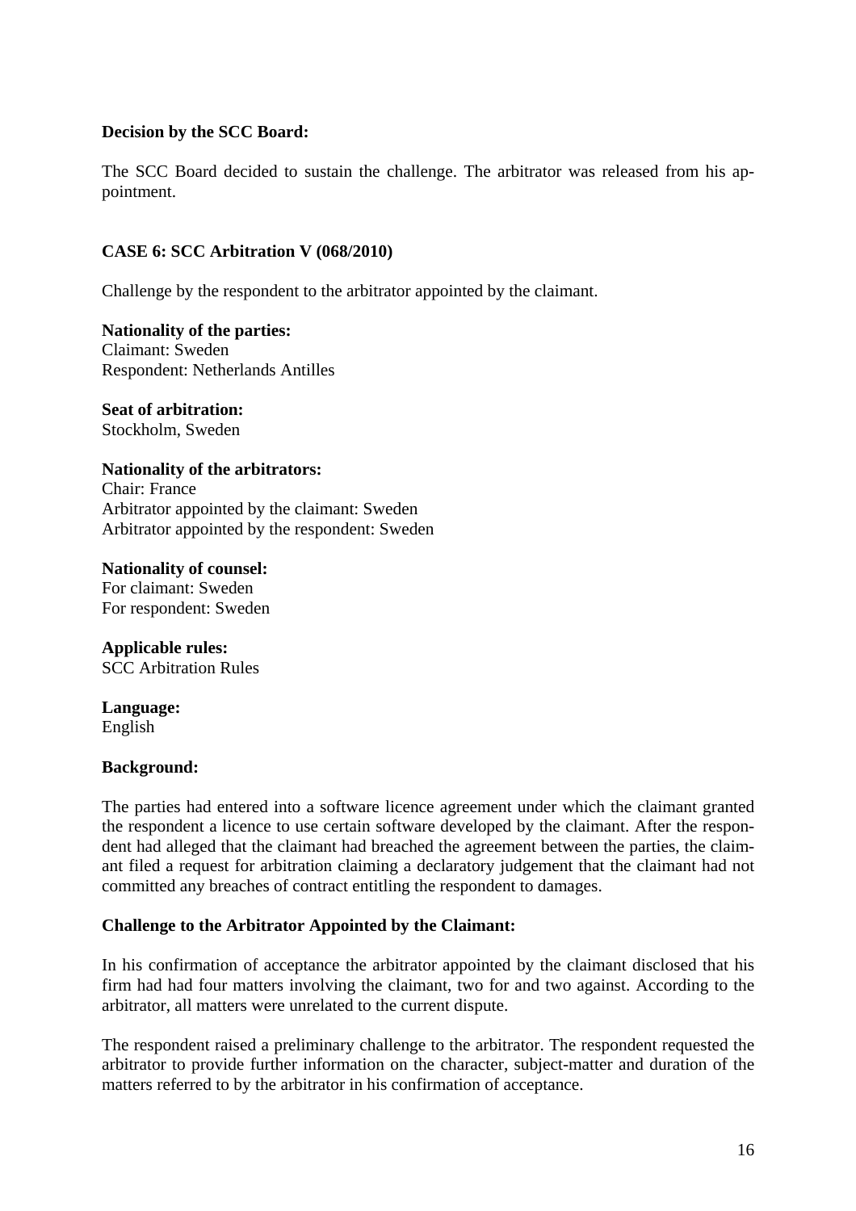**Decision by the SCC Board:**

The SCC Board decided to sustain the challenge. The arbitrator was released from his appointment.

**CASE 6: SCC Arbitration V (068/2010)**

Challenge by the respondent to the arbitrator appointed by the claimant.

**Nationality of the parties:**
Claimant: Sweden
Respondent: Netherlands Antilles

**Seat of arbitration:**
Stockholm, Sweden

**Nationality of the arbitrators:**
Chair: France
Arbitrator appointed by the claimant: Sweden
Arbitrator appointed by the respondent: Sweden

**Nationality of counsel:**
For claimant: Sweden
For respondent: Sweden

**Applicable rules:**
SCC Arbitration Rules

**Language:**
English

**Background:**

The parties had entered into a software licence agreement under which the claimant granted the respondent a licence to use certain software developed by the claimant. After the respondent had alleged that the claimant had breached the agreement between the parties, the claimant filed a request for arbitration claiming a declaratory judgement that the claimant had not committed any breaches of contract entitling the respondent to damages.

**Challenge to the Arbitrator Appointed by the Claimant:**

In his confirmation of acceptance the arbitrator appointed by the claimant disclosed that his firm had had four matters involving the claimant, two for and two against. According to the arbitrator, all matters were unrelated to the current dispute.

The respondent raised a preliminary challenge to the arbitrator. The respondent requested the arbitrator to provide further information on the character, subject-matter and duration of the matters referred to by the arbitrator in his confirmation of acceptance.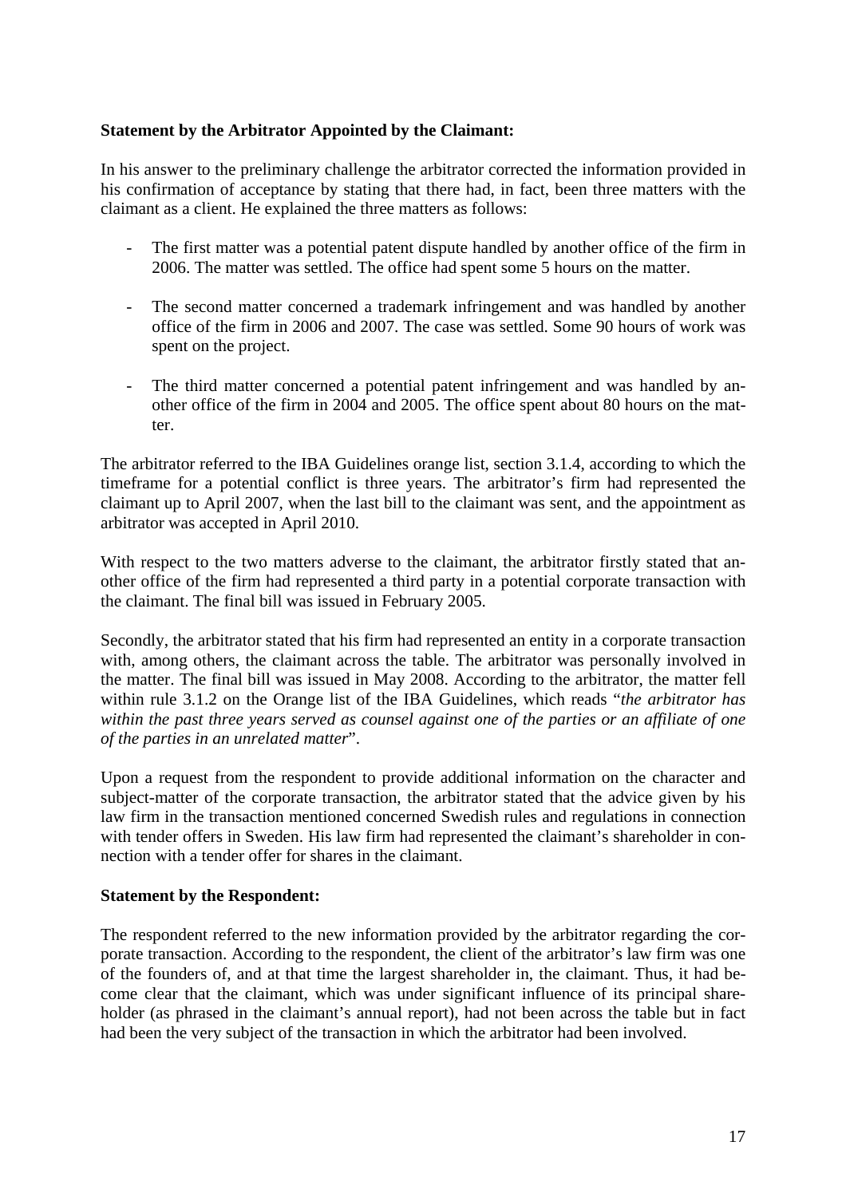**Statement by the Arbitrator Appointed by the Claimant:**

In his answer to the preliminary challenge the arbitrator corrected the information provided in his confirmation of acceptance by stating that there had, in fact, been three matters with the claimant as a client. He explained the three matters as follows:

- The first matter was a potential patent dispute handled by another office of the firm in 2006. The matter was settled. The office had spent some 5 hours on the matter.

- The second matter concerned a trademark infringement and was handled by another office of the firm in 2006 and 2007. The case was settled. Some 90 hours of work was spent on the project.

- The third matter concerned a potential patent infringement and was handled by another office of the firm in 2004 and 2005. The office spent about 80 hours on the matter.

The arbitrator referred to the IBA Guidelines orange list, section 3.1.4, according to which the timeframe for a potential conflict is three years. The arbitrator's firm had represented the claimant up to April 2007, when the last bill to the claimant was sent, and the appointment as arbitrator was accepted in April 2010.

With respect to the two matters adverse to the claimant, the arbitrator firstly stated that another office of the firm had represented a third party in a potential corporate transaction with the claimant. The final bill was issued in February 2005.

Secondly, the arbitrator stated that his firm had represented an entity in a corporate transaction with, among others, the claimant across the table. The arbitrator was personally involved in the matter. The final bill was issued in May 2008. According to the arbitrator, the matter fell within rule 3.1.2 on the Orange list of the IBA Guidelines, which reads "*the arbitrator has within the past three years served as counsel against one of the parties or an affiliate of one of the parties in an unrelated matter*".

Upon a request from the respondent to provide additional information on the character and subject-matter of the corporate transaction, the arbitrator stated that the advice given by his law firm in the transaction mentioned concerned Swedish rules and regulations in connection with tender offers in Sweden. His law firm had represented the claimant's shareholder in connection with a tender offer for shares in the claimant.

**Statement by the Respondent:**

The respondent referred to the new information provided by the arbitrator regarding the corporate transaction. According to the respondent, the client of the arbitrator's law firm was one of the founders of, and at that time the largest shareholder in, the claimant. Thus, it had become clear that the claimant, which was under significant influence of its principal shareholder (as phrased in the claimant's annual report), had not been across the table but in fact had been the very subject of the transaction in which the arbitrator had been involved.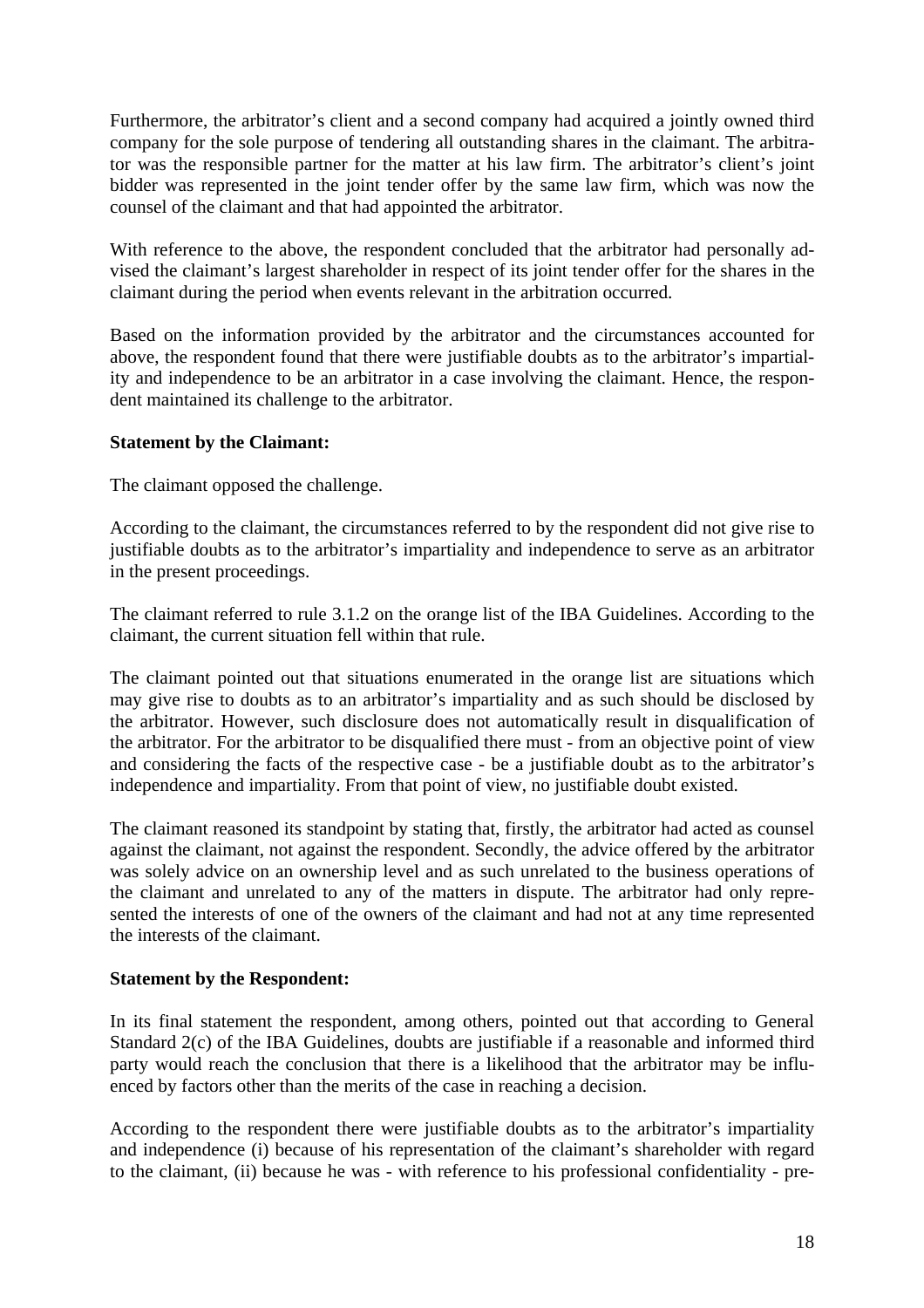Furthermore, the arbitrator's client and a second company had acquired a jointly owned third company for the sole purpose of tendering all outstanding shares in the claimant. The arbitrator was the responsible partner for the matter at his law firm. The arbitrator's client's joint bidder was represented in the joint tender offer by the same law firm, which was now the counsel of the claimant and that had appointed the arbitrator.

With reference to the above, the respondent concluded that the arbitrator had personally advised the claimant's largest shareholder in respect of its joint tender offer for the shares in the claimant during the period when events relevant in the arbitration occurred.

Based on the information provided by the arbitrator and the circumstances accounted for above, the respondent found that there were justifiable doubts as to the arbitrator's impartiality and independence to be an arbitrator in a case involving the claimant. Hence, the respondent maintained its challenge to the arbitrator.

**Statement by the Claimant:**

The claimant opposed the challenge.

According to the claimant, the circumstances referred to by the respondent did not give rise to justifiable doubts as to the arbitrator's impartiality and independence to serve as an arbitrator in the present proceedings.

The claimant referred to rule 3.1.2 on the orange list of the IBA Guidelines. According to the claimant, the current situation fell within that rule.

The claimant pointed out that situations enumerated in the orange list are situations which may give rise to doubts as to an arbitrator's impartiality and as such should be disclosed by the arbitrator. However, such disclosure does not automatically result in disqualification of the arbitrator. For the arbitrator to be disqualified there must - from an objective point of view and considering the facts of the respective case - be a justifiable doubt as to the arbitrator's independence and impartiality. From that point of view, no justifiable doubt existed.

The claimant reasoned its standpoint by stating that, firstly, the arbitrator had acted as counsel against the claimant, not against the respondent. Secondly, the advice offered by the arbitrator was solely advice on an ownership level and as such unrelated to the business operations of the claimant and unrelated to any of the matters in dispute. The arbitrator had only represented the interests of one of the owners of the claimant and had not at any time represented the interests of the claimant.

**Statement by the Respondent:**

In its final statement the respondent, among others, pointed out that according to General Standard 2(c) of the IBA Guidelines, doubts are justifiable if a reasonable and informed third party would reach the conclusion that there is a likelihood that the arbitrator may be influenced by factors other than the merits of the case in reaching a decision.

According to the respondent there were justifiable doubts as to the arbitrator's impartiality and independence (i) because of his representation of the claimant's shareholder with regard to the claimant, (ii) because he was - with reference to his professional confidentiality - pre-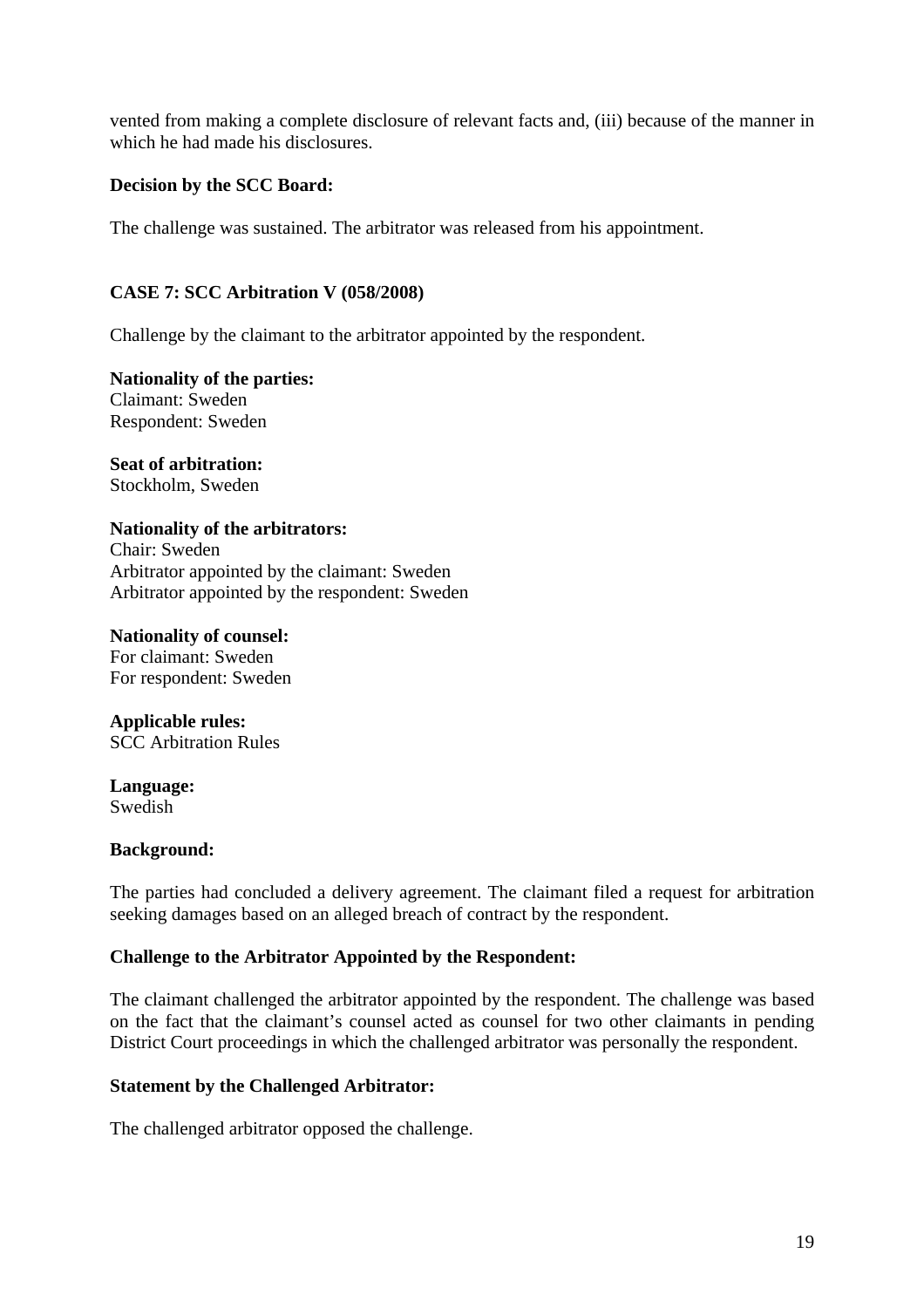vented from making a complete disclosure of relevant facts and, (iii) because of the manner in which he had made his disclosures.

**Decision by the SCC Board:**

The challenge was sustained. The arbitrator was released from his appointment.

## CASE 7: SCC Arbitration V (058/2008)

Challenge by the claimant to the arbitrator appointed by the respondent.

**Nationality of the parties:**
Claimant: Sweden
Respondent: Sweden

**Seat of arbitration:**
Stockholm, Sweden

**Nationality of the arbitrators:**
Chair: Sweden
Arbitrator appointed by the claimant: Sweden
Arbitrator appointed by the respondent: Sweden

**Nationality of counsel:**
For claimant: Sweden
For respondent: Sweden

**Applicable rules:**
SCC Arbitration Rules

**Language:**
Swedish

**Background:**

The parties had concluded a delivery agreement. The claimant filed a request for arbitration seeking damages based on an alleged breach of contract by the respondent.

**Challenge to the Arbitrator Appointed by the Respondent:**

The claimant challenged the arbitrator appointed by the respondent. The challenge was based on the fact that the claimant's counsel acted as counsel for two other claimants in pending District Court proceedings in which the challenged arbitrator was personally the respondent.

**Statement by the Challenged Arbitrator:**

The challenged arbitrator opposed the challenge.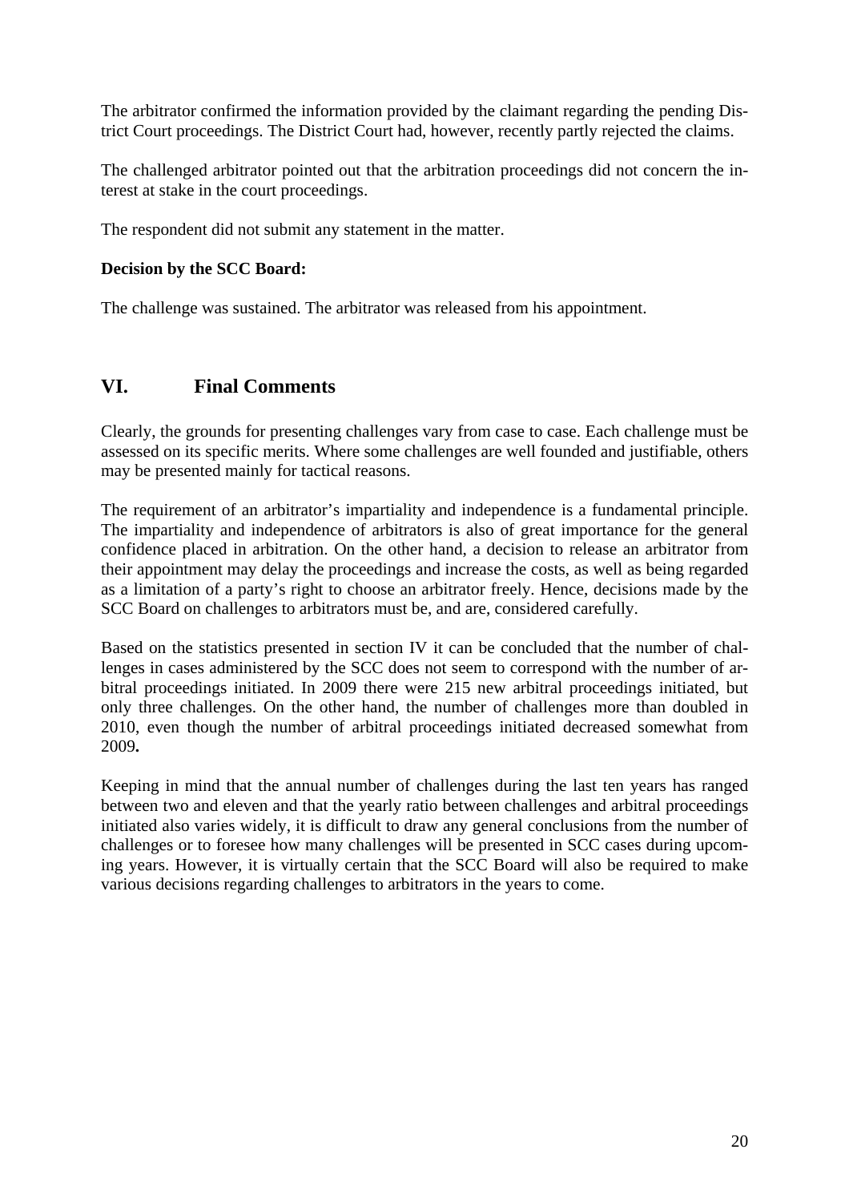The arbitrator confirmed the information provided by the claimant regarding the pending District Court proceedings. The District Court had, however, recently partly rejected the claims.

The challenged arbitrator pointed out that the arbitration proceedings did not concern the interest at stake in the court proceedings.

The respondent did not submit any statement in the matter.

**Decision by the SCC Board:**

The challenge was sustained. The arbitrator was released from his appointment.

## VI. Final Comments

Clearly, the grounds for presenting challenges vary from case to case. Each challenge must be assessed on its specific merits. Where some challenges are well founded and justifiable, others may be presented mainly for tactical reasons.

The requirement of an arbitrator's impartiality and independence is a fundamental principle. The impartiality and independence of arbitrators is also of great importance for the general confidence placed in arbitration. On the other hand, a decision to release an arbitrator from their appointment may delay the proceedings and increase the costs, as well as being regarded as a limitation of a party's right to choose an arbitrator freely. Hence, decisions made by the SCC Board on challenges to arbitrators must be, and are, considered carefully.

Based on the statistics presented in section IV it can be concluded that the number of challenges in cases administered by the SCC does not seem to correspond with the number of arbitral proceedings initiated. In 2009 there were 215 new arbitral proceedings initiated, but only three challenges. On the other hand, the number of challenges more than doubled in 2010, even though the number of arbitral proceedings initiated decreased somewhat from 2009**.**

Keeping in mind that the annual number of challenges during the last ten years has ranged between two and eleven and that the yearly ratio between challenges and arbitral proceedings initiated also varies widely, it is difficult to draw any general conclusions from the number of challenges or to foresee how many challenges will be presented in SCC cases during upcoming years. However, it is virtually certain that the SCC Board will also be required to make various decisions regarding challenges to arbitrators in the years to come.